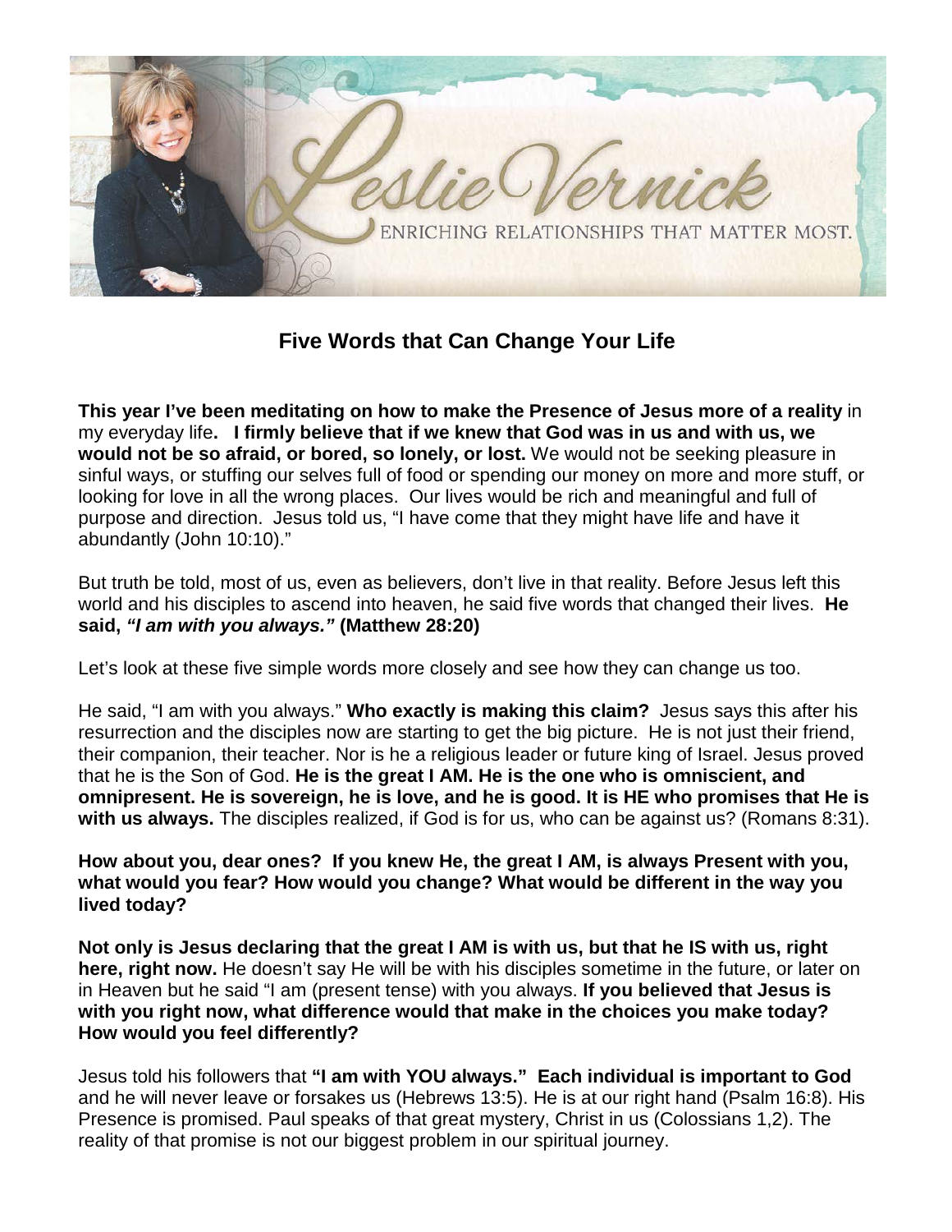Leslie Vernick

ENRICHING RELATIONSHIPS THAT MATTER MOST.

## Five Words that Can Change Your Life

**This year I've been meditating on how to make the Presence of Jesus more of a reality** in my everyday life**. I firmly believe that if we knew that God was in us and with us, we would not be so afraid, or bored, so lonely, or lost.** We would not be seeking pleasure in sinful ways, or stuffing our selves full of food or spending our money on more and more stuff, or looking for love in all the wrong places. Our lives would be rich and meaningful and full of purpose and direction. Jesus told us, "I have come that they might have life and have it abundantly (John 10:10)."

But truth be told, most of us, even as believers, don't live in that reality. Before Jesus left this world and his disciples to ascend into heaven, he said five words that changed their lives. **He said, *"I am with you always."* (Matthew 28:20)**

Let's look at these five simple words more closely and see how they can change us too.

He said, "I am with you always." **Who exactly is making this claim?** Jesus says this after his resurrection and the disciples now are starting to get the big picture. He is not just their friend, their companion, their teacher. Nor is he a religious leader or future king of Israel. Jesus proved that he is the Son of God. **He is the great I AM. He is the one who is omniscient, and omnipresent. He is sovereign, he is love, and he is good. It is HE who promises that He is with us always.** The disciples realized, if God is for us, who can be against us? (Romans 8:31).

**How about you, dear ones? If you knew He, the great I AM, is always Present with you, what would you fear? How would you change? What would be different in the way you lived today?**

**Not only is Jesus declaring that the great I AM is with us, but that he IS with us, right here, right now.** He doesn't say He will be with his disciples sometime in the future, or later on in Heaven but he said "I am (present tense) with you always. **If you believed that Jesus is with you right now, what difference would that make in the choices you make today? How would you feel differently?**

Jesus told his followers that **"I am with YOU always." Each individual is important to God** and he will never leave or forsakes us (Hebrews 13:5). He is at our right hand (Psalm 16:8). His Presence is promised. Paul speaks of that great mystery, Christ in us (Colossians 1,2). The reality of that promise is not our biggest problem in our spiritual journey.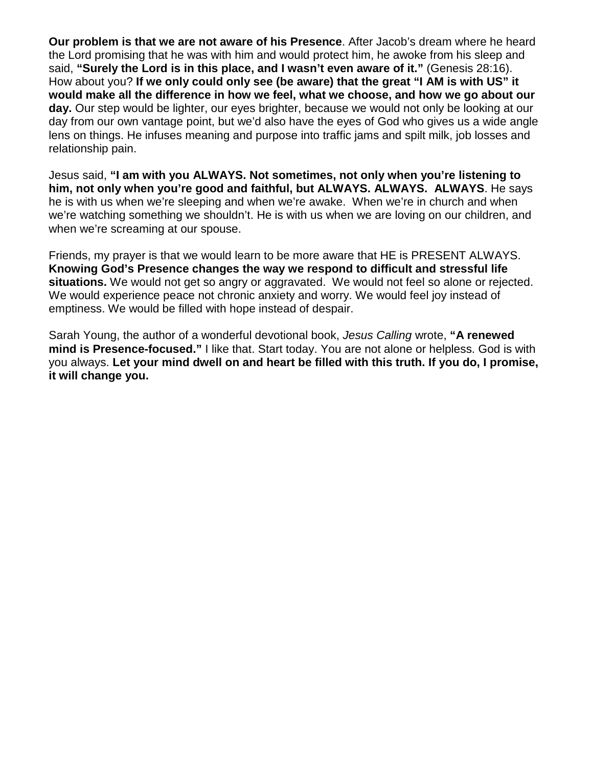**Our problem is that we are not aware of his Presence**. After Jacob's dream where he heard the Lord promising that he was with him and would protect him, he awoke from his sleep and said, **"Surely the Lord is in this place, and I wasn't even aware of it."** (Genesis 28:16). How about you? **If we only could only see (be aware) that the great "I AM is with US" it would make all the difference in how we feel, what we choose, and how we go about our day.** Our step would be lighter, our eyes brighter, because we would not only be looking at our day from our own vantage point, but we'd also have the eyes of God who gives us a wide angle lens on things. He infuses meaning and purpose into traffic jams and spilt milk, job losses and relationship pain.

Jesus said, **"I am with you ALWAYS. Not sometimes, not only when you're listening to him, not only when you're good and faithful, but ALWAYS. ALWAYS. ALWAYS**. He says he is with us when we're sleeping and when we're awake. When we're in church and when we're watching something we shouldn't. He is with us when we are loving on our children, and when we're screaming at our spouse.

Friends, my prayer is that we would learn to be more aware that HE is PRESENT ALWAYS. **Knowing God's Presence changes the way we respond to difficult and stressful life situations.** We would not get so angry or aggravated. We would not feel so alone or rejected. We would experience peace not chronic anxiety and worry. We would feel joy instead of emptiness. We would be filled with hope instead of despair.

Sarah Young, the author of a wonderful devotional book, *Jesus Calling* wrote, **"A renewed mind is Presence-focused."** I like that. Start today. You are not alone or helpless. God is with you always. **Let your mind dwell on and heart be filled with this truth. If you do, I promise, it will change you.**